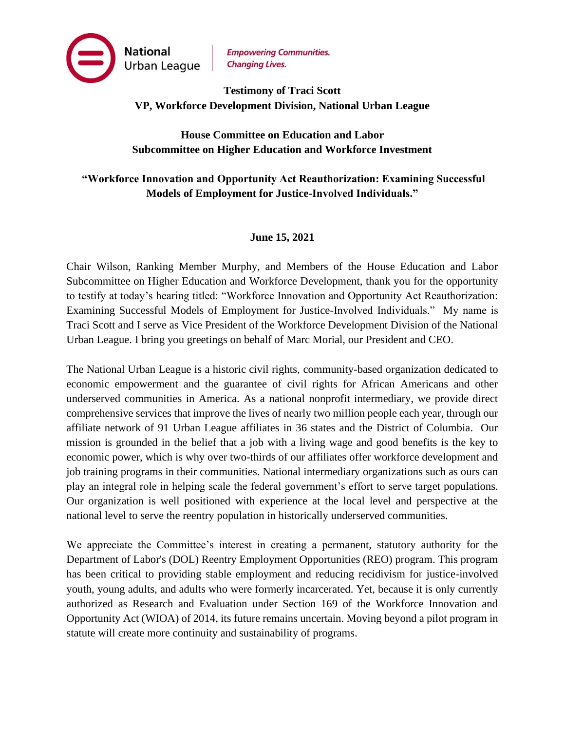National Urban League | *Empowering Communities. Changing Lives.*

**Testimony of Traci Scott**
**VP, Workforce Development Division, National Urban League**

**House Committee on Education and Labor**
**Subcommittee on Higher Education and Workforce Investment**

**"Workforce Innovation and Opportunity Act Reauthorization: Examining Successful Models of Employment for Justice-Involved Individuals."**

**June 15, 2021**

Chair Wilson, Ranking Member Murphy, and Members of the House Education and Labor Subcommittee on Higher Education and Workforce Development, thank you for the opportunity to testify at today's hearing titled: "Workforce Innovation and Opportunity Act Reauthorization: Examining Successful Models of Employment for Justice-Involved Individuals." My name is Traci Scott and I serve as Vice President of the Workforce Development Division of the National Urban League. I bring you greetings on behalf of Marc Morial, our President and CEO.

The National Urban League is a historic civil rights, community-based organization dedicated to economic empowerment and the guarantee of civil rights for African Americans and other underserved communities in America. As a national nonprofit intermediary, we provide direct comprehensive services that improve the lives of nearly two million people each year, through our affiliate network of 91 Urban League affiliates in 36 states and the District of Columbia. Our mission is grounded in the belief that a job with a living wage and good benefits is the key to economic power, which is why over two-thirds of our affiliates offer workforce development and job training programs in their communities. National intermediary organizations such as ours can play an integral role in helping scale the federal government's effort to serve target populations. Our organization is well positioned with experience at the local level and perspective at the national level to serve the reentry population in historically underserved communities.

We appreciate the Committee's interest in creating a permanent, statutory authority for the Department of Labor's (DOL) Reentry Employment Opportunities (REO) program. This program has been critical to providing stable employment and reducing recidivism for justice-involved youth, young adults, and adults who were formerly incarcerated. Yet, because it is only currently authorized as Research and Evaluation under Section 169 of the Workforce Innovation and Opportunity Act (WIOA) of 2014, its future remains uncertain. Moving beyond a pilot program in statute will create more continuity and sustainability of programs.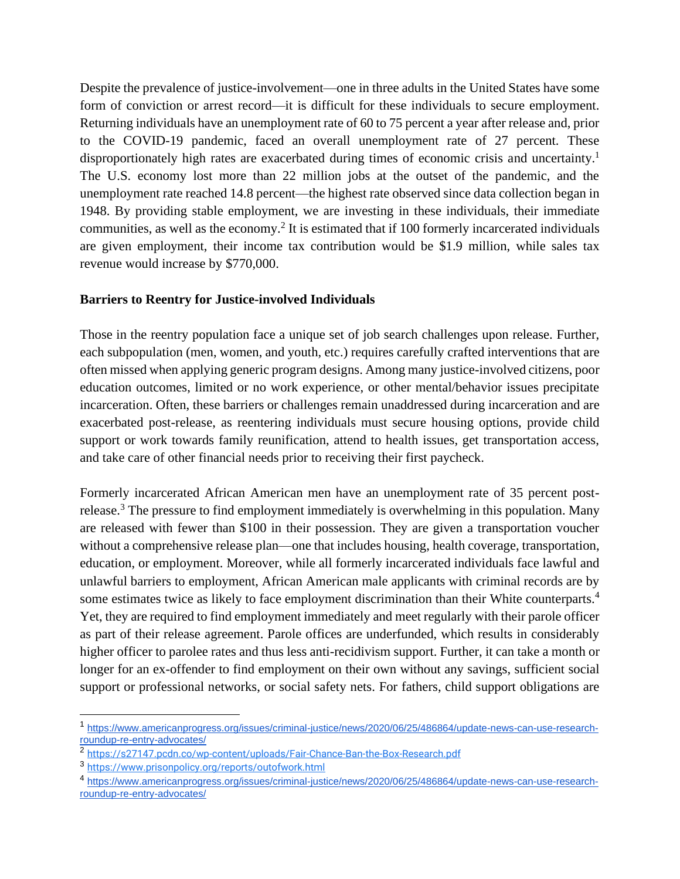Despite the prevalence of justice-involvement—one in three adults in the United States have some form of conviction or arrest record—it is difficult for these individuals to secure employment. Returning individuals have an unemployment rate of 60 to 75 percent a year after release and, prior to the COVID-19 pandemic, faced an overall unemployment rate of 27 percent. These disproportionately high rates are exacerbated during times of economic crisis and uncertainty.[1] The U.S. economy lost more than 22 million jobs at the outset of the pandemic, and the unemployment rate reached 14.8 percent—the highest rate observed since data collection began in 1948. By providing stable employment, we are investing in these individuals, their immediate communities, as well as the economy.[2] It is estimated that if 100 formerly incarcerated individuals are given employment, their income tax contribution would be $1.9 million, while sales tax revenue would increase by $770,000.

**Barriers to Reentry for Justice-involved Individuals**

Those in the reentry population face a unique set of job search challenges upon release. Further, each subpopulation (men, women, and youth, etc.) requires carefully crafted interventions that are often missed when applying generic program designs. Among many justice-involved citizens, poor education outcomes, limited or no work experience, or other mental/behavior issues precipitate incarceration. Often, these barriers or challenges remain unaddressed during incarceration and are exacerbated post-release, as reentering individuals must secure housing options, provide child support or work towards family reunification, attend to health issues, get transportation access, and take care of other financial needs prior to receiving their first paycheck.

Formerly incarcerated African American men have an unemployment rate of 35 percent post-release.[3] The pressure to find employment immediately is overwhelming in this population. Many are released with fewer than $100 in their possession. They are given a transportation voucher without a comprehensive release plan—one that includes housing, health coverage, transportation, education, or employment. Moreover, while all formerly incarcerated individuals face lawful and unlawful barriers to employment, African American male applicants with criminal records are by some estimates twice as likely to face employment discrimination than their White counterparts.[4] Yet, they are required to find employment immediately and meet regularly with their parole officer as part of their release agreement. Parole offices are underfunded, which results in considerably higher officer to parolee rates and thus less anti-recidivism support. Further, it can take a month or longer for an ex-offender to find employment on their own without any savings, sufficient social support or professional networks, or social safety nets. For fathers, child support obligations are

---

[1] https://www.americanprogress.org/issues/criminal-justice/news/2020/06/25/486864/update-news-can-use-research-roundup-re-entry-advocates/

[2] https://s27147.pcdn.co/wp-content/uploads/Fair-Chance-Ban-the-Box-Research.pdf

[3] https://www.prisonpolicy.org/reports/outofwork.html

[4] https://www.americanprogress.org/issues/criminal-justice/news/2020/06/25/486864/update-news-can-use-research-roundup-re-entry-advocates/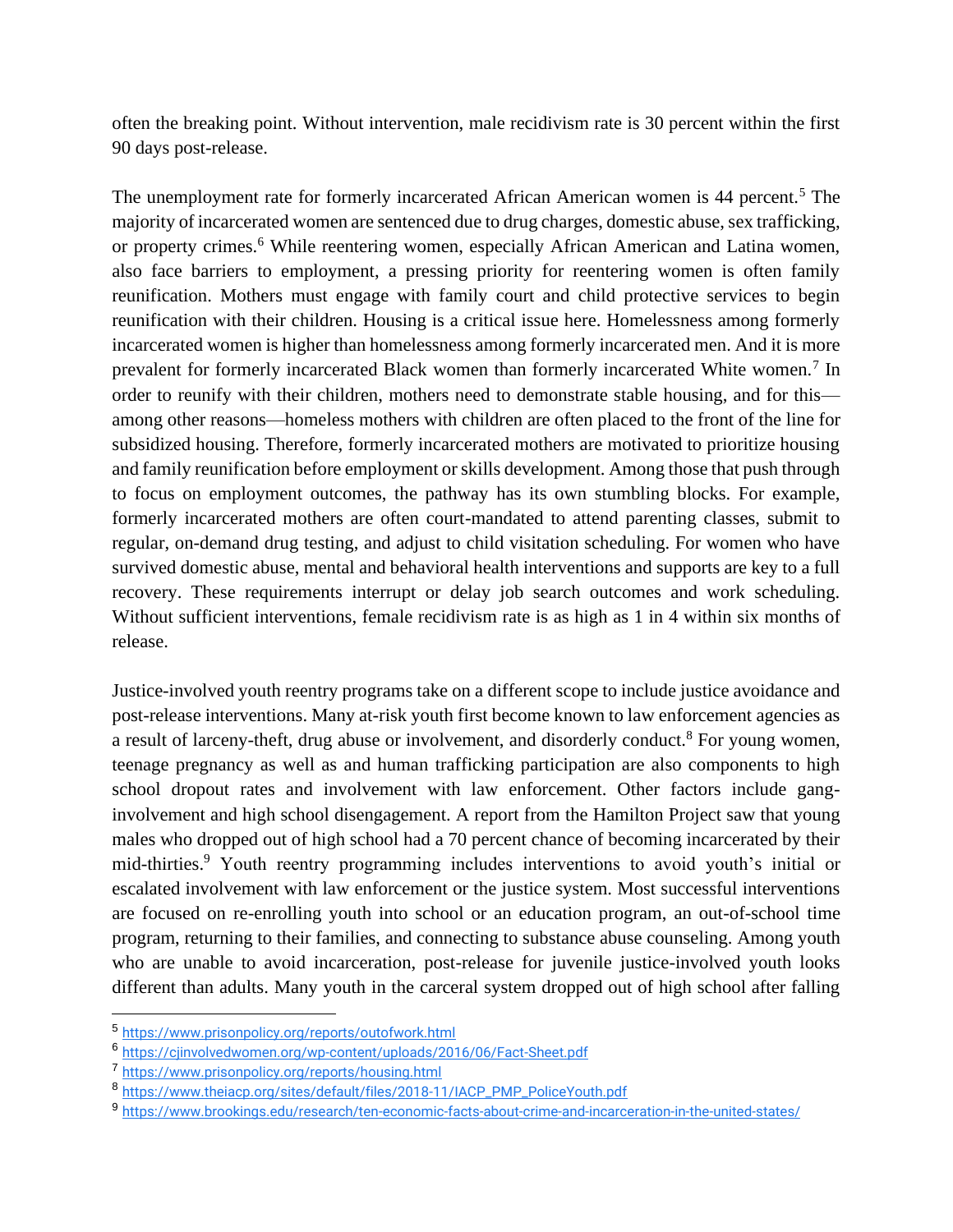often the breaking point. Without intervention, male recidivism rate is 30 percent within the first 90 days post-release.

The unemployment rate for formerly incarcerated African American women is 44 percent.[5] The majority of incarcerated women are sentenced due to drug charges, domestic abuse, sex trafficking, or property crimes.[6] While reentering women, especially African American and Latina women, also face barriers to employment, a pressing priority for reentering women is often family reunification. Mothers must engage with family court and child protective services to begin reunification with their children. Housing is a critical issue here. Homelessness among formerly incarcerated women is higher than homelessness among formerly incarcerated men. And it is more prevalent for formerly incarcerated Black women than formerly incarcerated White women.[7] In order to reunify with their children, mothers need to demonstrate stable housing, and for this—among other reasons—homeless mothers with children are often placed to the front of the line for subsidized housing. Therefore, formerly incarcerated mothers are motivated to prioritize housing and family reunification before employment or skills development. Among those that push through to focus on employment outcomes, the pathway has its own stumbling blocks. For example, formerly incarcerated mothers are often court-mandated to attend parenting classes, submit to regular, on-demand drug testing, and adjust to child visitation scheduling. For women who have survived domestic abuse, mental and behavioral health interventions and supports are key to a full recovery. These requirements interrupt or delay job search outcomes and work scheduling. Without sufficient interventions, female recidivism rate is as high as 1 in 4 within six months of release.

Justice-involved youth reentry programs take on a different scope to include justice avoidance and post-release interventions. Many at-risk youth first become known to law enforcement agencies as a result of larceny-theft, drug abuse or involvement, and disorderly conduct.[8] For young women, teenage pregnancy as well as and human trafficking participation are also components to high school dropout rates and involvement with law enforcement. Other factors include gang-involvement and high school disengagement. A report from the Hamilton Project saw that young males who dropped out of high school had a 70 percent chance of becoming incarcerated by their mid-thirties.[9] Youth reentry programming includes interventions to avoid youth's initial or escalated involvement with law enforcement or the justice system. Most successful interventions are focused on re-enrolling youth into school or an education program, an out-of-school time program, returning to their families, and connecting to substance abuse counseling. Among youth who are unable to avoid incarceration, post-release for juvenile justice-involved youth looks different than adults. Many youth in the carceral system dropped out of high school after falling

---

[5] https://www.prisonpolicy.org/reports/outofwork.html

[6] https://cjinvolvedwomen.org/wp-content/uploads/2016/06/Fact-Sheet.pdf

[7] https://www.prisonpolicy.org/reports/housing.html

[8] https://www.theiacp.org/sites/default/files/2018-11/IACP_PMP_PoliceYouth.pdf

[9] https://www.brookings.edu/research/ten-economic-facts-about-crime-and-incarceration-in-the-united-states/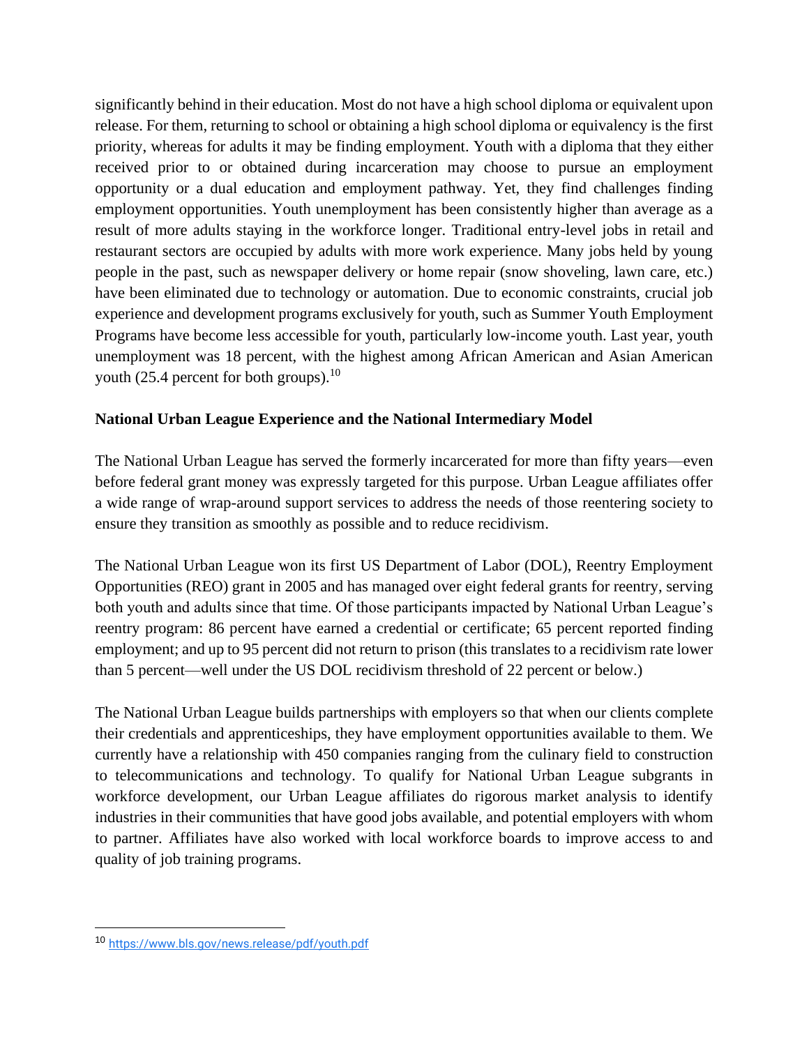significantly behind in their education. Most do not have a high school diploma or equivalent upon release. For them, returning to school or obtaining a high school diploma or equivalency is the first priority, whereas for adults it may be finding employment. Youth with a diploma that they either received prior to or obtained during incarceration may choose to pursue an employment opportunity or a dual education and employment pathway. Yet, they find challenges finding employment opportunities. Youth unemployment has been consistently higher than average as a result of more adults staying in the workforce longer. Traditional entry-level jobs in retail and restaurant sectors are occupied by adults with more work experience. Many jobs held by young people in the past, such as newspaper delivery or home repair (snow shoveling, lawn care, etc.) have been eliminated due to technology or automation. Due to economic constraints, crucial job experience and development programs exclusively for youth, such as Summer Youth Employment Programs have become less accessible for youth, particularly low-income youth. Last year, youth unemployment was 18 percent, with the highest among African American and Asian American youth (25.4 percent for both groups).[10]

**National Urban League Experience and the National Intermediary Model**

The National Urban League has served the formerly incarcerated for more than fifty years—even before federal grant money was expressly targeted for this purpose. Urban League affiliates offer a wide range of wrap-around support services to address the needs of those reentering society to ensure they transition as smoothly as possible and to reduce recidivism.

The National Urban League won its first US Department of Labor (DOL), Reentry Employment Opportunities (REO) grant in 2005 and has managed over eight federal grants for reentry, serving both youth and adults since that time. Of those participants impacted by National Urban League's reentry program: 86 percent have earned a credential or certificate; 65 percent reported finding employment; and up to 95 percent did not return to prison (this translates to a recidivism rate lower than 5 percent—well under the US DOL recidivism threshold of 22 percent or below.)

The National Urban League builds partnerships with employers so that when our clients complete their credentials and apprenticeships, they have employment opportunities available to them. We currently have a relationship with 450 companies ranging from the culinary field to construction to telecommunications and technology. To qualify for National Urban League subgrants in workforce development, our Urban League affiliates do rigorous market analysis to identify industries in their communities that have good jobs available, and potential employers with whom to partner. Affiliates have also worked with local workforce boards to improve access to and quality of job training programs.

---

[10] https://www.bls.gov/news.release/pdf/youth.pdf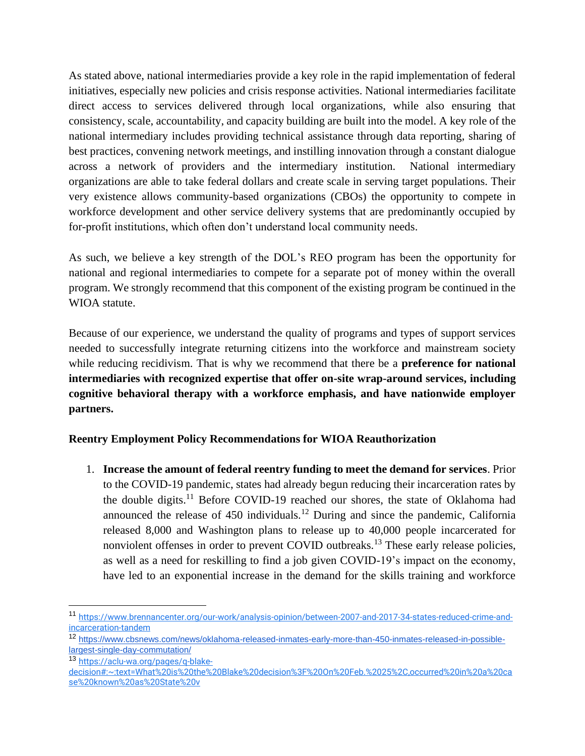As stated above, national intermediaries provide a key role in the rapid implementation of federal initiatives, especially new policies and crisis response activities. National intermediaries facilitate direct access to services delivered through local organizations, while also ensuring that consistency, scale, accountability, and capacity building are built into the model. A key role of the national intermediary includes providing technical assistance through data reporting, sharing of best practices, convening network meetings, and instilling innovation through a constant dialogue across a network of providers and the intermediary institution. National intermediary organizations are able to take federal dollars and create scale in serving target populations. Their very existence allows community-based organizations (CBOs) the opportunity to compete in workforce development and other service delivery systems that are predominantly occupied by for-profit institutions, which often don't understand local community needs.

As such, we believe a key strength of the DOL's REO program has been the opportunity for national and regional intermediaries to compete for a separate pot of money within the overall program. We strongly recommend that this component of the existing program be continued in the WIOA statute.

Because of our experience, we understand the quality of programs and types of support services needed to successfully integrate returning citizens into the workforce and mainstream society while reducing recidivism. That is why we recommend that there be a **preference for national intermediaries with recognized expertise that offer on-site wrap-around services, including cognitive behavioral therapy with a workforce emphasis, and have nationwide employer partners.**

**Reentry Employment Policy Recommendations for WIOA Reauthorization**

1. **Increase the amount of federal reentry funding to meet the demand for services**. Prior to the COVID-19 pandemic, states had already begun reducing their incarceration rates by the double digits.[11] Before COVID-19 reached our shores, the state of Oklahoma had announced the release of 450 individuals.[12] During and since the pandemic, California released 8,000 and Washington plans to release up to 40,000 people incarcerated for nonviolent offenses in order to prevent COVID outbreaks.[13] These early release policies, as well as a need for reskilling to find a job given COVID-19's impact on the economy, have led to an exponential increase in the demand for the skills training and workforce

---

[11] https://www.brennancenter.org/our-work/analysis-opinion/between-2007-and-2017-34-states-reduced-crime-and-incarceration-tandem

[12] https://www.cbsnews.com/news/oklahoma-released-inmates-early-more-than-450-inmates-released-in-possible-largest-single-day-commutation/

[13] https://aclu-wa.org/pages/q-blake-decision#:~:text=What%20is%20the%20Blake%20decision%3F%20On%20Feb.%2025%2C,occurred%20in%20a%20case%20known%20as%20State%20v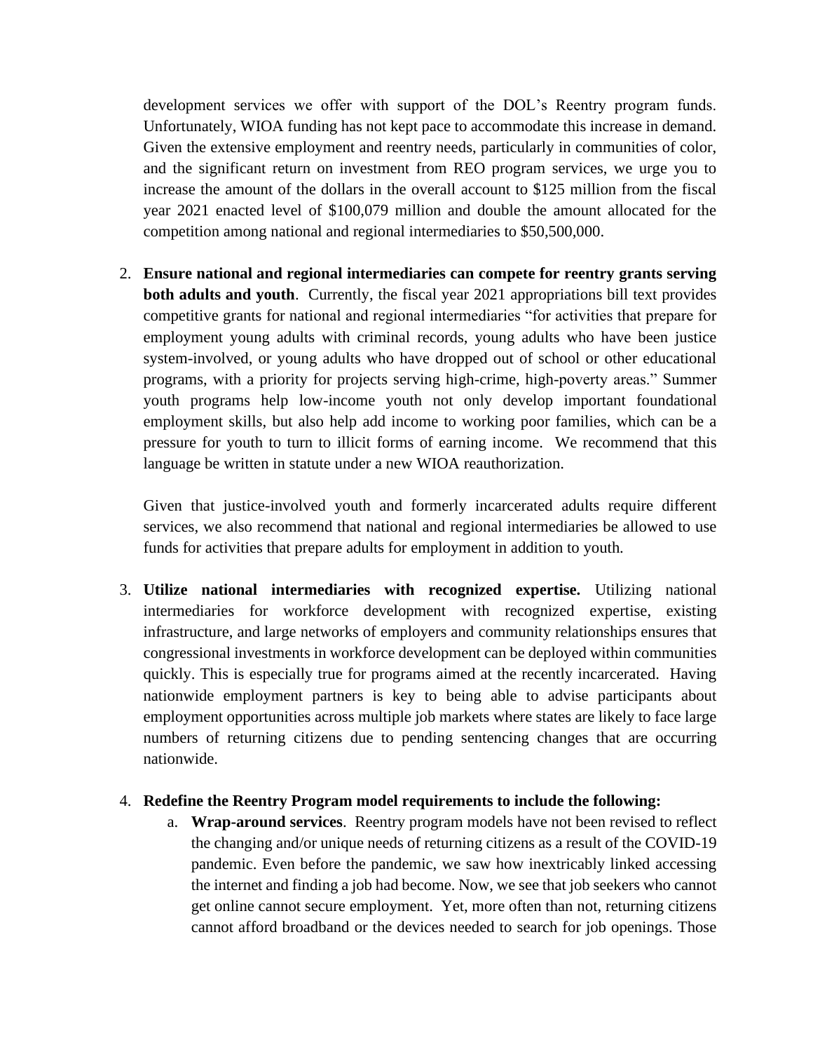development services we offer with support of the DOL's Reentry program funds. Unfortunately, WIOA funding has not kept pace to accommodate this increase in demand. Given the extensive employment and reentry needs, particularly in communities of color, and the significant return on investment from REO program services, we urge you to increase the amount of the dollars in the overall account to $125 million from the fiscal year 2021 enacted level of $100,079 million and double the amount allocated for the competition among national and regional intermediaries to $50,500,000.

2. **Ensure national and regional intermediaries can compete for reentry grants serving both adults and youth**. Currently, the fiscal year 2021 appropriations bill text provides competitive grants for national and regional intermediaries "for activities that prepare for employment young adults with criminal records, young adults who have been justice system-involved, or young adults who have dropped out of school or other educational programs, with a priority for projects serving high-crime, high-poverty areas." Summer youth programs help low-income youth not only develop important foundational employment skills, but also help add income to working poor families, which can be a pressure for youth to turn to illicit forms of earning income. We recommend that this language be written in statute under a new WIOA reauthorization.

   Given that justice-involved youth and formerly incarcerated adults require different services, we also recommend that national and regional intermediaries be allowed to use funds for activities that prepare adults for employment in addition to youth.

3. **Utilize national intermediaries with recognized expertise.** Utilizing national intermediaries for workforce development with recognized expertise, existing infrastructure, and large networks of employers and community relationships ensures that congressional investments in workforce development can be deployed within communities quickly. This is especially true for programs aimed at the recently incarcerated. Having nationwide employment partners is key to being able to advise participants about employment opportunities across multiple job markets where states are likely to face large numbers of returning citizens due to pending sentencing changes that are occurring nationwide.

4. **Redefine the Reentry Program model requirements to include the following:**
   a. **Wrap-around services**. Reentry program models have not been revised to reflect the changing and/or unique needs of returning citizens as a result of the COVID-19 pandemic. Even before the pandemic, we saw how inextricably linked accessing the internet and finding a job had become. Now, we see that job seekers who cannot get online cannot secure employment. Yet, more often than not, returning citizens cannot afford broadband or the devices needed to search for job openings. Those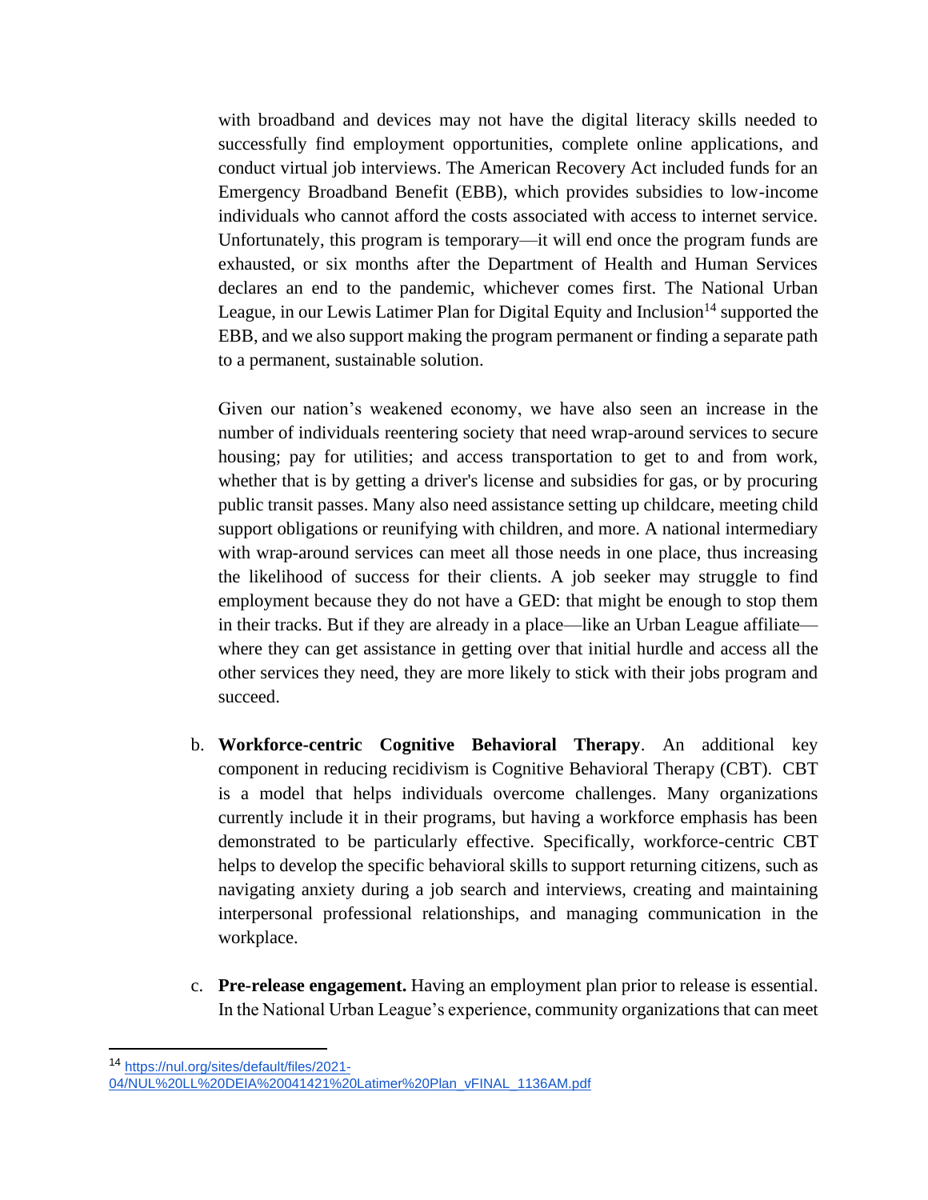with broadband and devices may not have the digital literacy skills needed to successfully find employment opportunities, complete online applications, and conduct virtual job interviews. The American Recovery Act included funds for an Emergency Broadband Benefit (EBB), which provides subsidies to low-income individuals who cannot afford the costs associated with access to internet service. Unfortunately, this program is temporary—it will end once the program funds are exhausted, or six months after the Department of Health and Human Services declares an end to the pandemic, whichever comes first. The National Urban League, in our Lewis Latimer Plan for Digital Equity and Inclusion[14] supported the EBB, and we also support making the program permanent or finding a separate path to a permanent, sustainable solution.

Given our nation's weakened economy, we have also seen an increase in the number of individuals reentering society that need wrap-around services to secure housing; pay for utilities; and access transportation to get to and from work, whether that is by getting a driver's license and subsidies for gas, or by procuring public transit passes. Many also need assistance setting up childcare, meeting child support obligations or reunifying with children, and more. A national intermediary with wrap-around services can meet all those needs in one place, thus increasing the likelihood of success for their clients. A job seeker may struggle to find employment because they do not have a GED: that might be enough to stop them in their tracks. But if they are already in a place—like an Urban League affiliate—where they can get assistance in getting over that initial hurdle and access all the other services they need, they are more likely to stick with their jobs program and succeed.

b. **Workforce-centric Cognitive Behavioral Therapy**. An additional key component in reducing recidivism is Cognitive Behavioral Therapy (CBT). CBT is a model that helps individuals overcome challenges. Many organizations currently include it in their programs, but having a workforce emphasis has been demonstrated to be particularly effective. Specifically, workforce-centric CBT helps to develop the specific behavioral skills to support returning citizens, such as navigating anxiety during a job search and interviews, creating and maintaining interpersonal professional relationships, and managing communication in the workplace.

c. **Pre-release engagement.** Having an employment plan prior to release is essential. In the National Urban League's experience, community organizations that can meet

---

[14] https://nul.org/sites/default/files/2021-04/NUL%20LL%20DEIA%20041421%20Latimer%20Plan_vFINAL_1136AM.pdf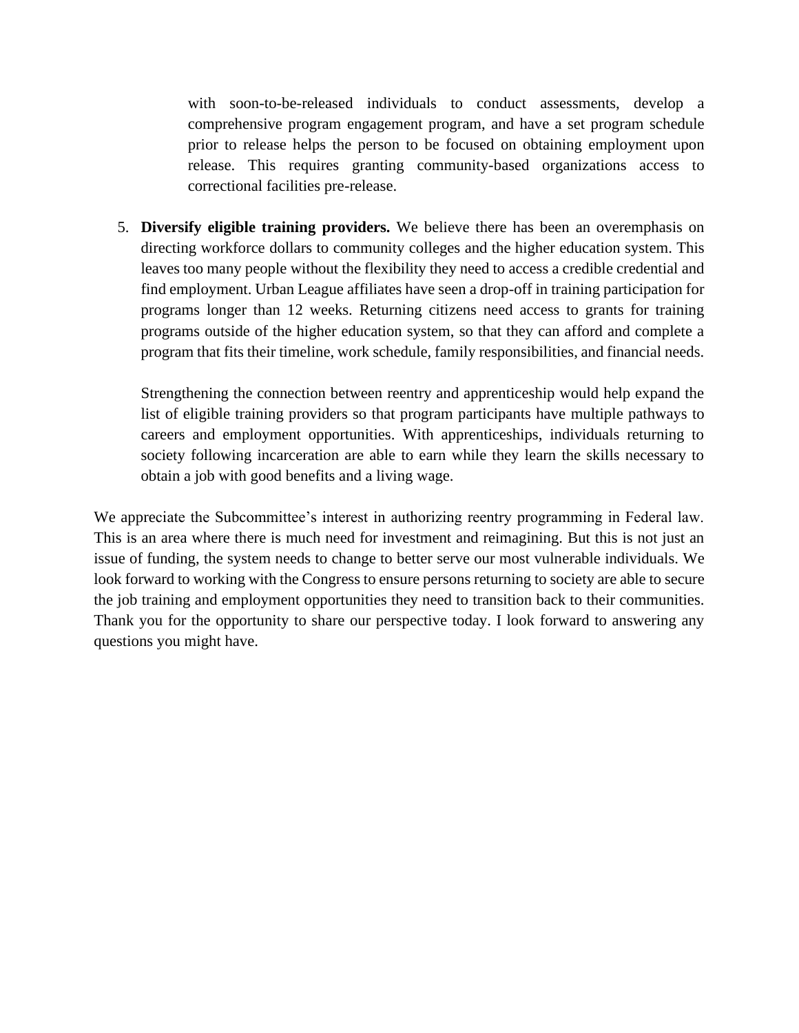with soon-to-be-released individuals to conduct assessments, develop a comprehensive program engagement program, and have a set program schedule prior to release helps the person to be focused on obtaining employment upon release. This requires granting community-based organizations access to correctional facilities pre-release.

5. **Diversify eligible training providers.** We believe there has been an overemphasis on directing workforce dollars to community colleges and the higher education system. This leaves too many people without the flexibility they need to access a credible credential and find employment. Urban League affiliates have seen a drop-off in training participation for programs longer than 12 weeks. Returning citizens need access to grants for training programs outside of the higher education system, so that they can afford and complete a program that fits their timeline, work schedule, family responsibilities, and financial needs.

   Strengthening the connection between reentry and apprenticeship would help expand the list of eligible training providers so that program participants have multiple pathways to careers and employment opportunities. With apprenticeships, individuals returning to society following incarceration are able to earn while they learn the skills necessary to obtain a job with good benefits and a living wage.

We appreciate the Subcommittee's interest in authorizing reentry programming in Federal law. This is an area where there is much need for investment and reimagining. But this is not just an issue of funding, the system needs to change to better serve our most vulnerable individuals. We look forward to working with the Congress to ensure persons returning to society are able to secure the job training and employment opportunities they need to transition back to their communities. Thank you for the opportunity to share our perspective today. I look forward to answering any questions you might have.